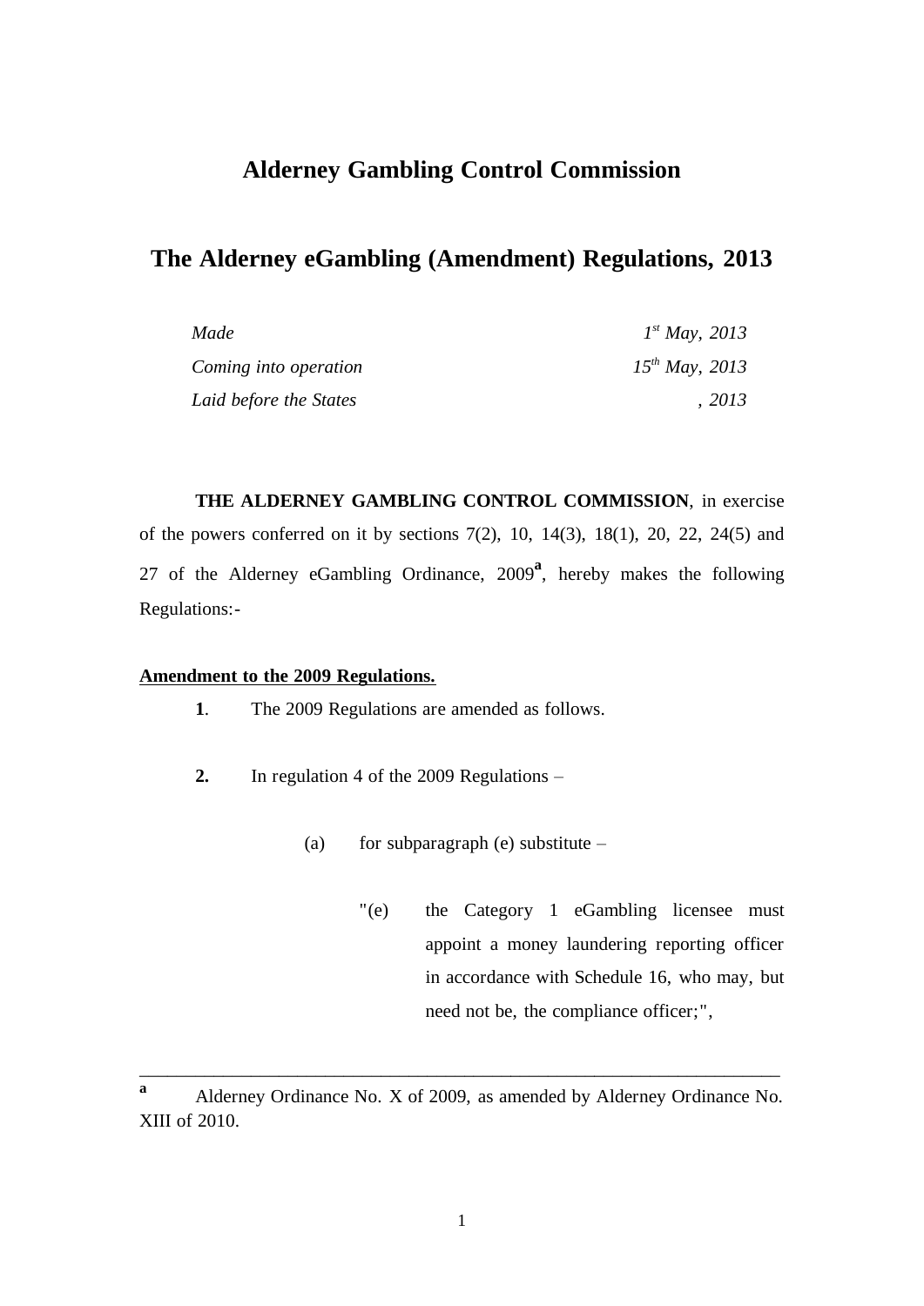# Alderney Gambling Control Commission

## The Alderney eGambling (Amendment) Regulations, 2013

| | |
|---|---|
| *Made* | *1st May, 2013* |
| *Coming into operation* | *15th May, 2013* |
| *Laid before the States* | *, 2013* |

**THE ALDERNEY GAMBLING CONTROL COMMISSION**, in exercise of the powers conferred on it by sections 7(2), 10, 14(3), 18(1), 20, 22, 24(5) and 27 of the Alderney eGambling Ordinance, 2009[a], hereby makes the following Regulations:-

**Amendment to the 2009 Regulations.**

**1**. The 2009 Regulations are amended as follows.

**2.** In regulation 4 of the 2009 Regulations –

(a) for subparagraph (e) substitute –

"(e) the Category 1 eGambling licensee must appoint a money laundering reporting officer in accordance with Schedule 16, who may, but need not be, the compliance officer;",

---

[a] Alderney Ordinance No. X of 2009, as amended by Alderney Ordinance No. XIII of 2010.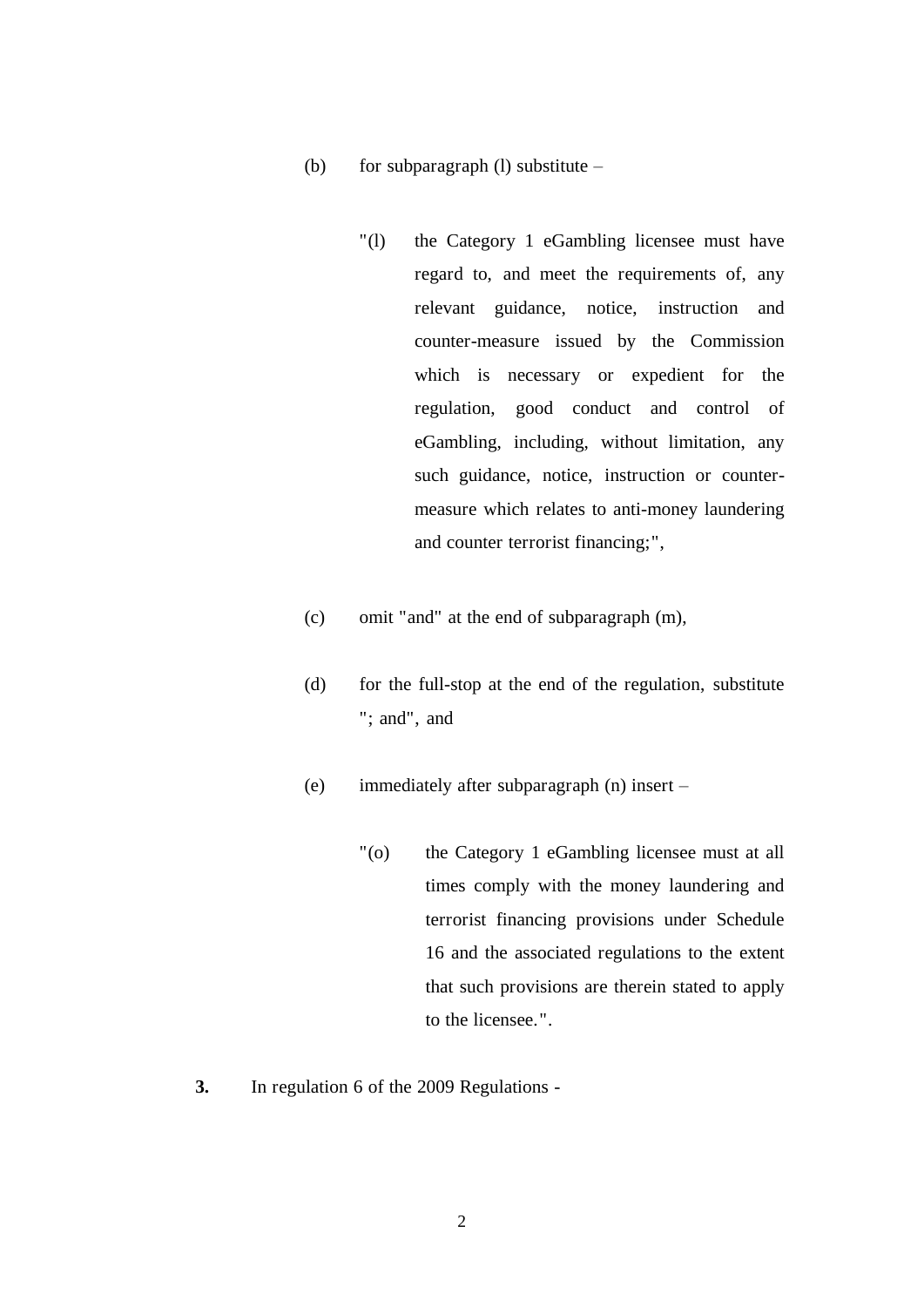(b) for subparagraph (l) substitute –

> "(l) the Category 1 eGambling licensee must have regard to, and meet the requirements of, any relevant guidance, notice, instruction and counter-measure issued by the Commission which is necessary or expedient for the regulation, good conduct and control of eGambling, including, without limitation, any such guidance, notice, instruction or counter-measure which relates to anti-money laundering and counter terrorist financing;",

(c) omit "and" at the end of subparagraph (m),

(d) for the full-stop at the end of the regulation, substitute "; and", and

(e) immediately after subparagraph (n) insert –

> "(o) the Category 1 eGambling licensee must at all times comply with the money laundering and terrorist financing provisions under Schedule 16 and the associated regulations to the extent that such provisions are therein stated to apply to the licensee.".

**3.** In regulation 6 of the 2009 Regulations -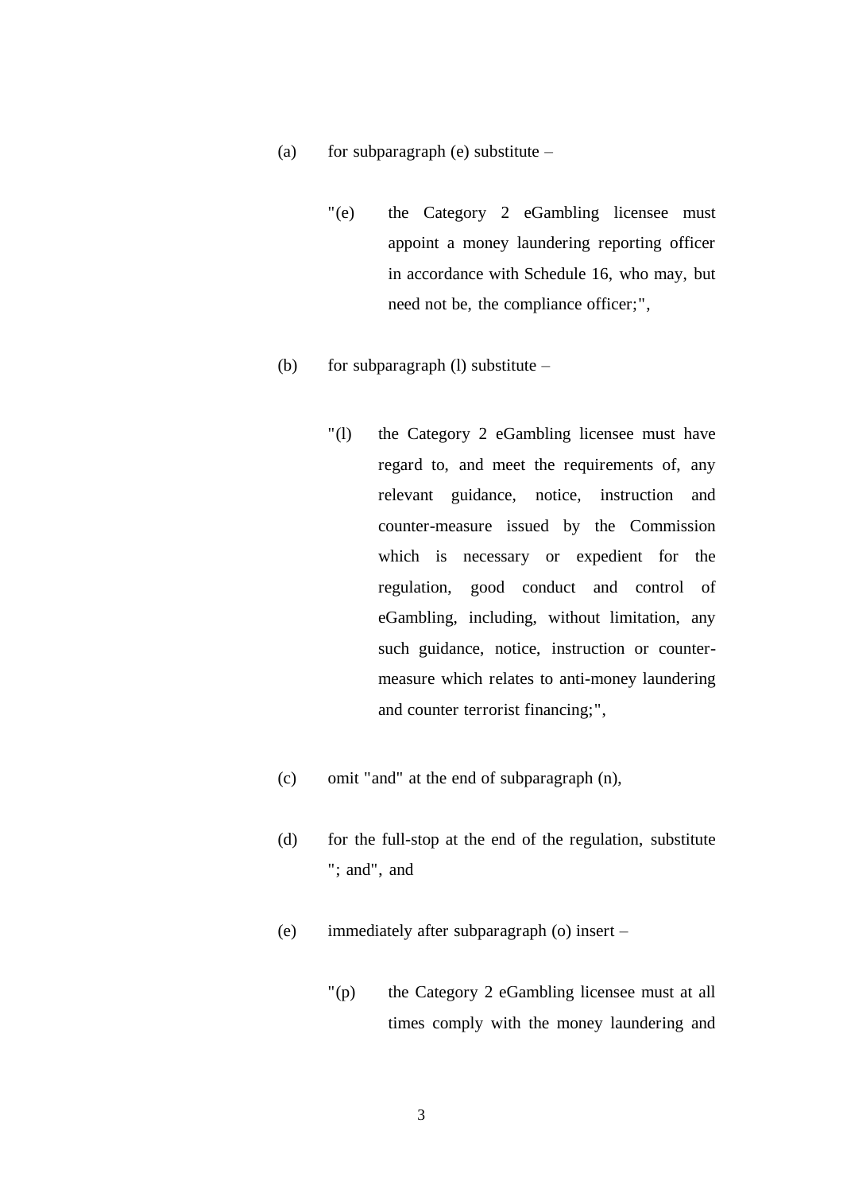(a) for subparagraph (e) substitute –

> "(e) the Category 2 eGambling licensee must appoint a money laundering reporting officer in accordance with Schedule 16, who may, but need not be, the compliance officer;",

(b) for subparagraph (l) substitute –

> "(l) the Category 2 eGambling licensee must have regard to, and meet the requirements of, any relevant guidance, notice, instruction and counter-measure issued by the Commission which is necessary or expedient for the regulation, good conduct and control of eGambling, including, without limitation, any such guidance, notice, instruction or counter-measure which relates to anti-money laundering and counter terrorist financing;",

(c) omit "and" at the end of subparagraph (n),

(d) for the full-stop at the end of the regulation, substitute "; and", and

(e) immediately after subparagraph (o) insert –

> "(p) the Category 2 eGambling licensee must at all times comply with the money laundering and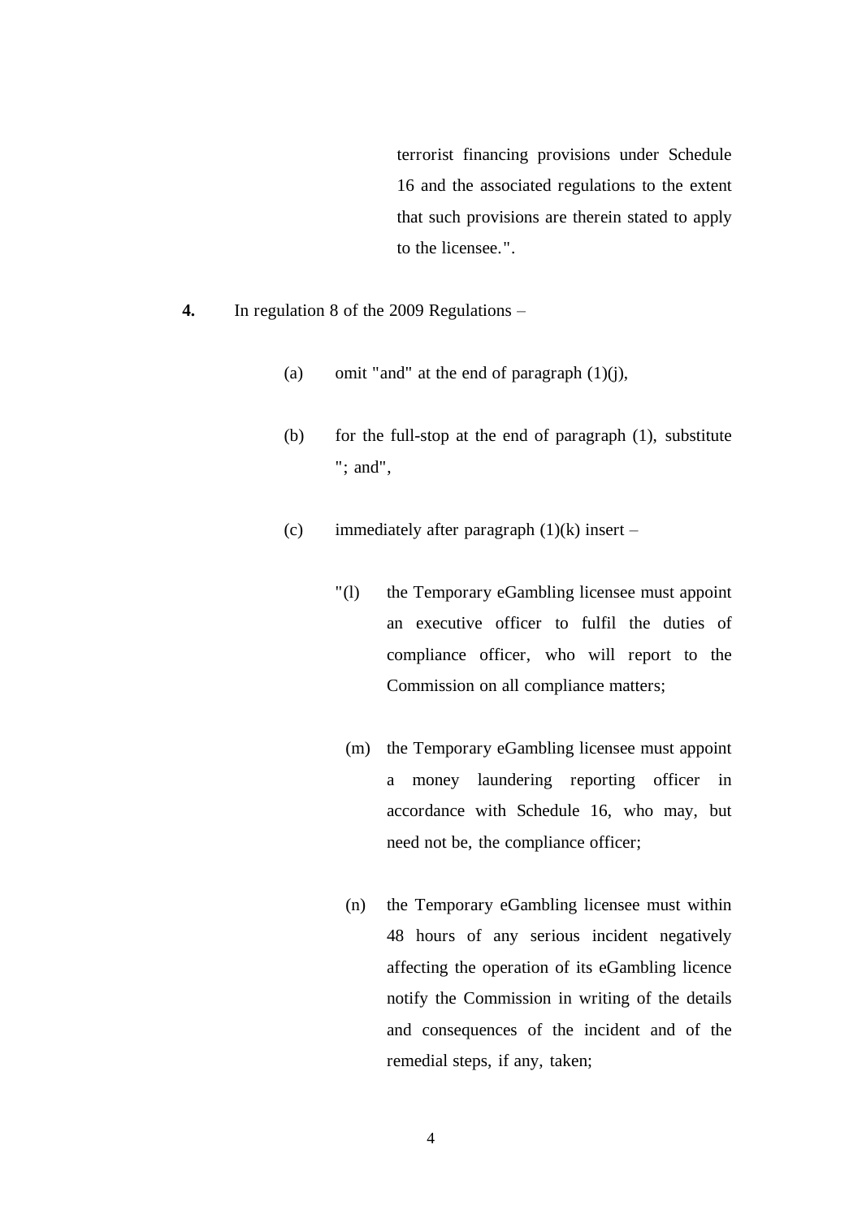terrorist financing provisions under Schedule 16 and the associated regulations to the extent that such provisions are therein stated to apply to the licensee.".

**4.** In regulation 8 of the 2009 Regulations –

(a) omit "and" at the end of paragraph (1)(j),

(b) for the full-stop at the end of paragraph (1), substitute "; and",

(c) immediately after paragraph (1)(k) insert –

"(l) the Temporary eGambling licensee must appoint an executive officer to fulfil the duties of compliance officer, who will report to the Commission on all compliance matters;

(m) the Temporary eGambling licensee must appoint a money laundering reporting officer in accordance with Schedule 16, who may, but need not be, the compliance officer;

(n) the Temporary eGambling licensee must within 48 hours of any serious incident negatively affecting the operation of its eGambling licence notify the Commission in writing of the details and consequences of the incident and of the remedial steps, if any, taken;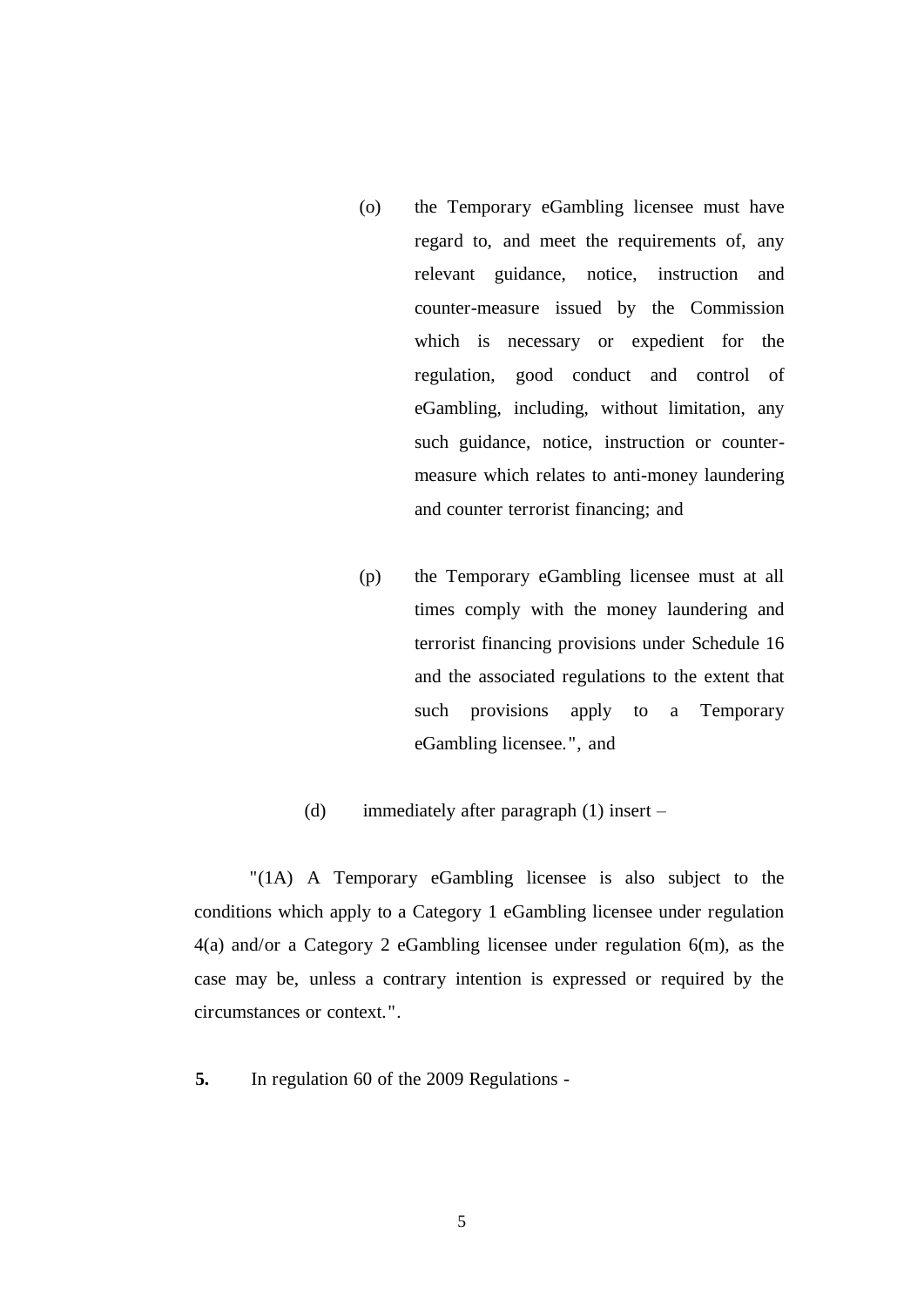(o) the Temporary eGambling licensee must have regard to, and meet the requirements of, any relevant guidance, notice, instruction and counter-measure issued by the Commission which is necessary or expedient for the regulation, good conduct and control of eGambling, including, without limitation, any such guidance, notice, instruction or counter-measure which relates to anti-money laundering and counter terrorist financing; and

(p) the Temporary eGambling licensee must at all times comply with the money laundering and terrorist financing provisions under Schedule 16 and the associated regulations to the extent that such provisions apply to a Temporary eGambling licensee.", and

(d) immediately after paragraph (1) insert –

"(1A) A Temporary eGambling licensee is also subject to the conditions which apply to a Category 1 eGambling licensee under regulation 4(a) and/or a Category 2 eGambling licensee under regulation 6(m), as the case may be, unless a contrary intention is expressed or required by the circumstances or context.".

**5.** In regulation 60 of the 2009 Regulations -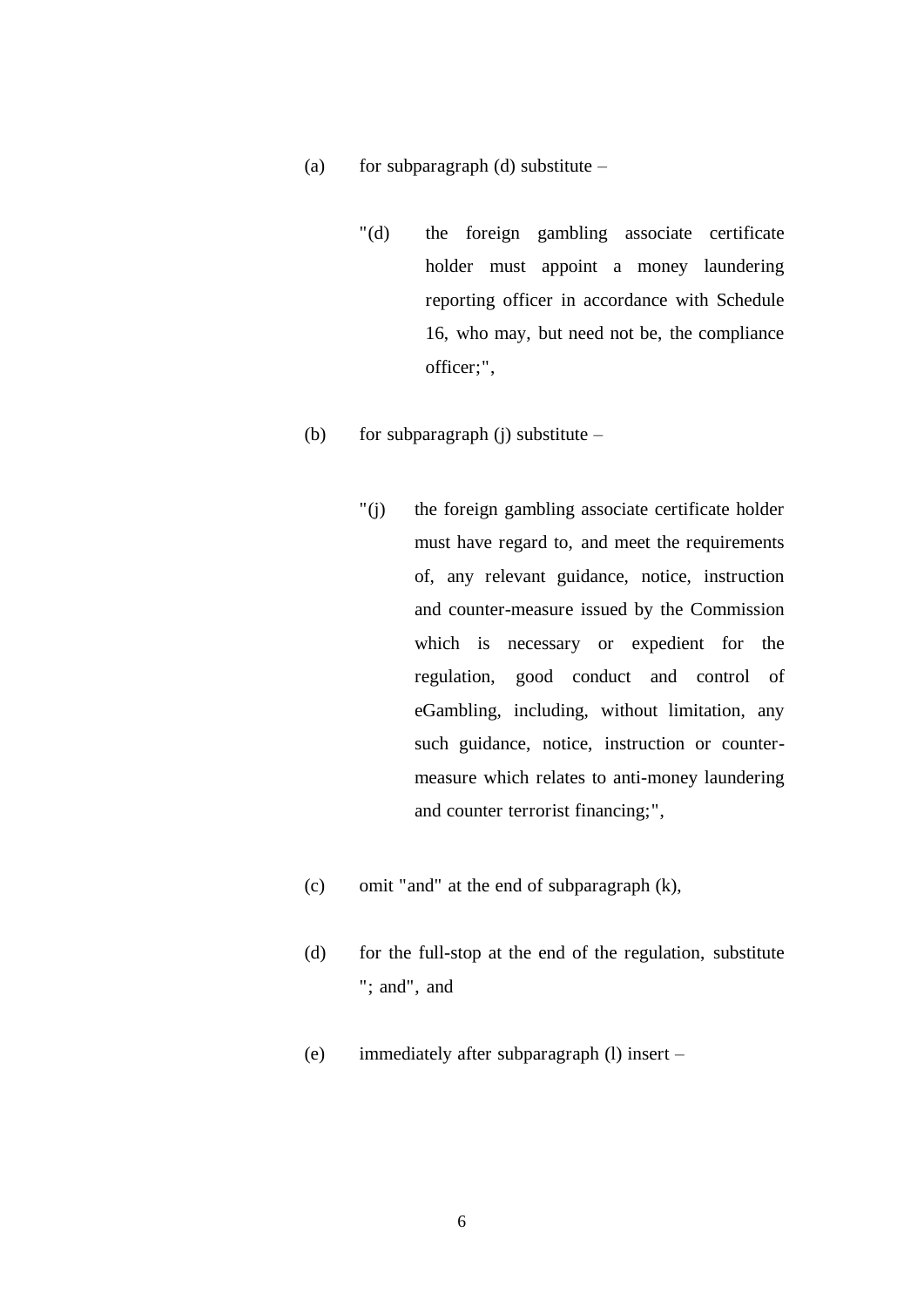(a) for subparagraph (d) substitute –

"(d) the foreign gambling associate certificate holder must appoint a money laundering reporting officer in accordance with Schedule 16, who may, but need not be, the compliance officer;",

(b) for subparagraph (j) substitute –

"(j) the foreign gambling associate certificate holder must have regard to, and meet the requirements of, any relevant guidance, notice, instruction and counter-measure issued by the Commission which is necessary or expedient for the regulation, good conduct and control of eGambling, including, without limitation, any such guidance, notice, instruction or counter-measure which relates to anti-money laundering and counter terrorist financing;",

(c) omit "and" at the end of subparagraph (k),

(d) for the full-stop at the end of the regulation, substitute "; and", and

(e) immediately after subparagraph (l) insert –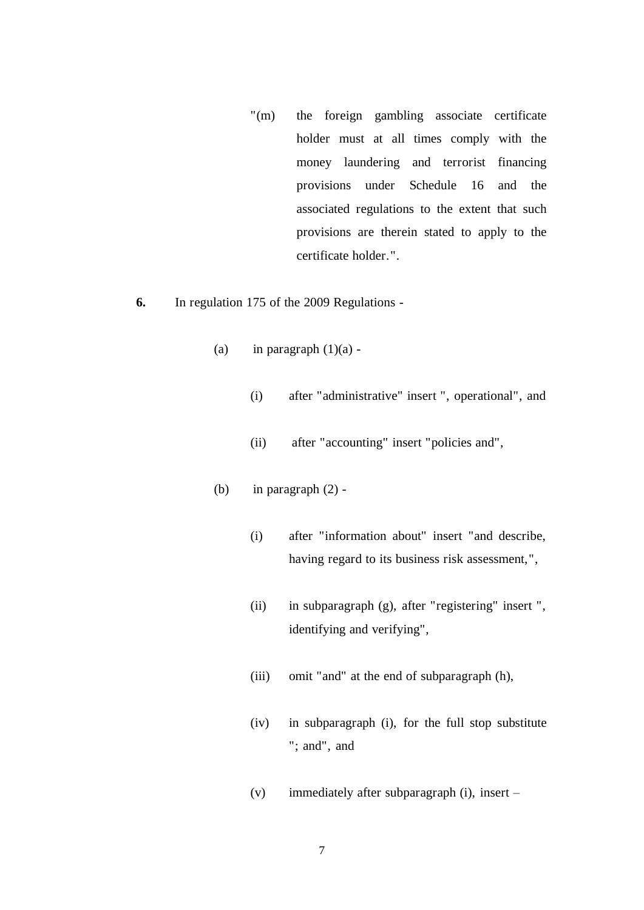"(m) the foreign gambling associate certificate holder must at all times comply with the money laundering and terrorist financing provisions under Schedule 16 and the associated regulations to the extent that such provisions are therein stated to apply to the certificate holder.".

**6.** In regulation 175 of the 2009 Regulations -

(a) in paragraph (1)(a) -

(i) after "administrative" insert ", operational", and

(ii) after "accounting" insert "policies and",

(b) in paragraph (2) -

(i) after "information about" insert "and describe, having regard to its business risk assessment,",

(ii) in subparagraph (g), after "registering" insert ", identifying and verifying",

(iii) omit "and" at the end of subparagraph (h),

(iv) in subparagraph (i), for the full stop substitute "; and", and

(v) immediately after subparagraph (i), insert –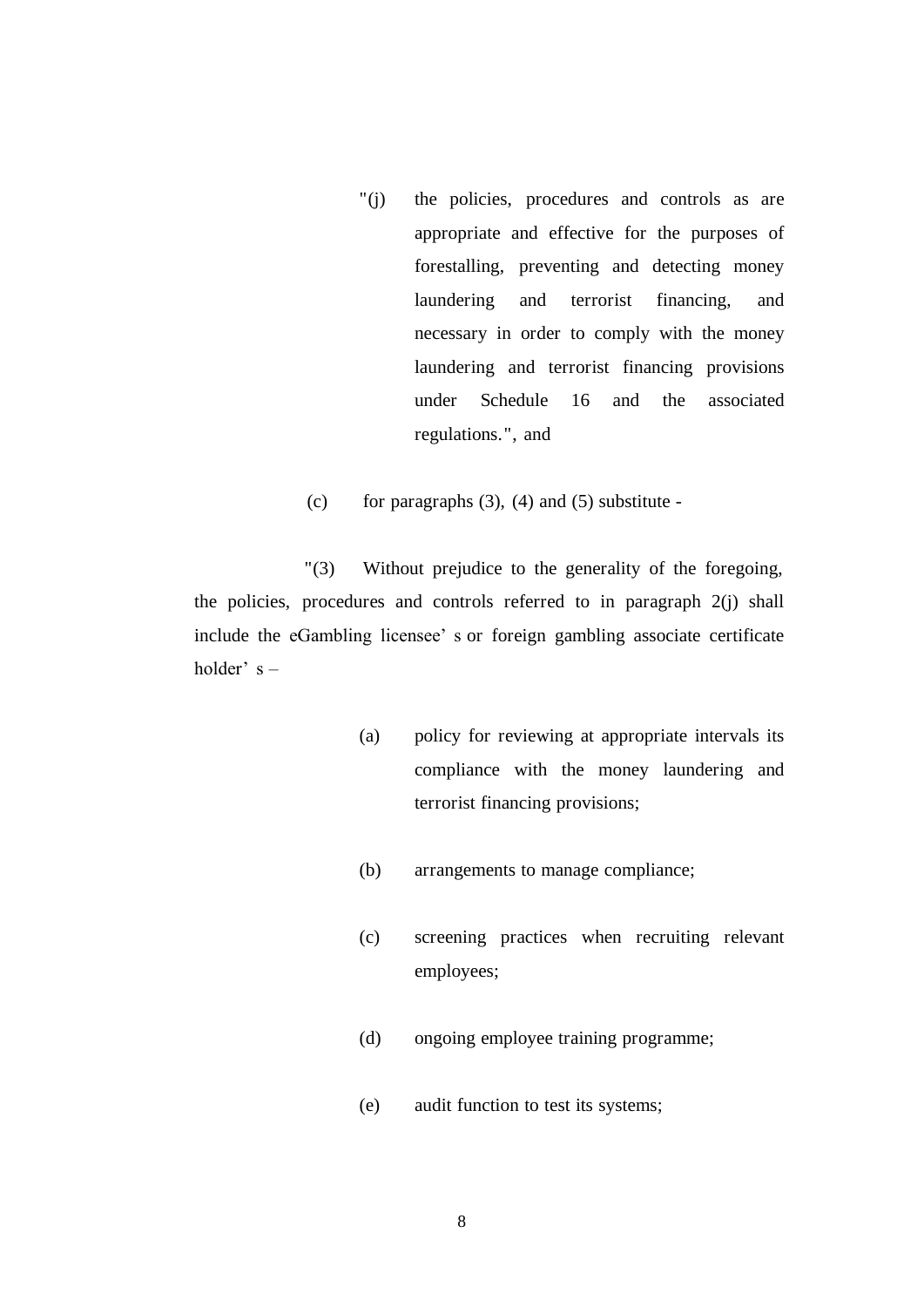"(j) the policies, procedures and controls as are appropriate and effective for the purposes of forestalling, preventing and detecting money laundering and terrorist financing, and necessary in order to comply with the money laundering and terrorist financing provisions under Schedule 16 and the associated regulations.", and

(c) for paragraphs (3), (4) and (5) substitute -

"(3) Without prejudice to the generality of the foregoing, the policies, procedures and controls referred to in paragraph 2(j) shall include the eGambling licensee's or foreign gambling associate certificate holder's –

(a) policy for reviewing at appropriate intervals its compliance with the money laundering and terrorist financing provisions;

(b) arrangements to manage compliance;

(c) screening practices when recruiting relevant employees;

(d) ongoing employee training programme;

(e) audit function to test its systems;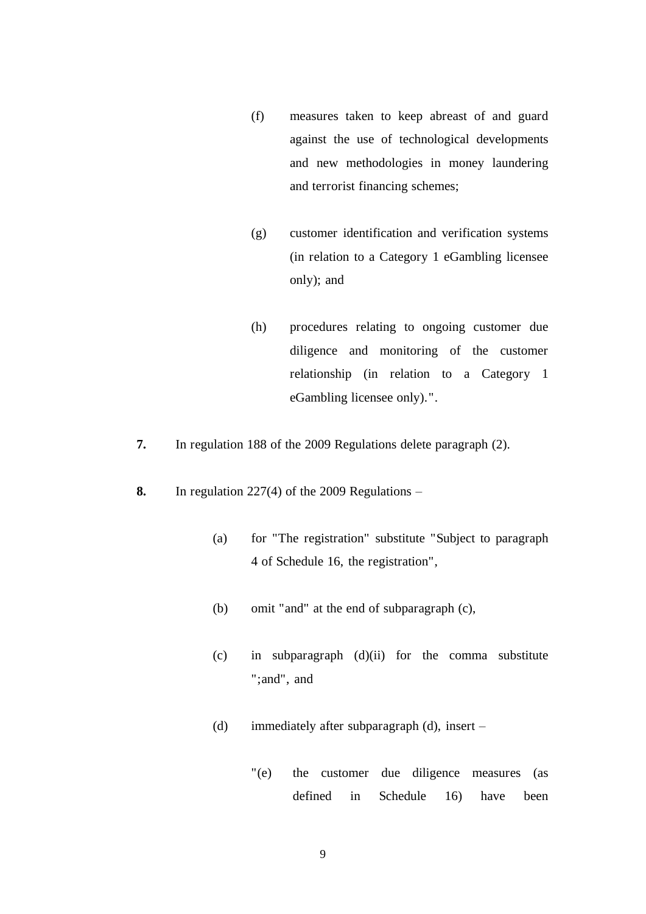(f) measures taken to keep abreast of and guard against the use of technological developments and new methodologies in money laundering and terrorist financing schemes;

(g) customer identification and verification systems (in relation to a Category 1 eGambling licensee only); and

(h) procedures relating to ongoing customer due diligence and monitoring of the customer relationship (in relation to a Category 1 eGambling licensee only).".

**7.** In regulation 188 of the 2009 Regulations delete paragraph (2).

**8.** In regulation 227(4) of the 2009 Regulations –

(a) for "The registration" substitute "Subject to paragraph 4 of Schedule 16, the registration",

(b) omit "and" at the end of subparagraph (c),

(c) in subparagraph (d)(ii) for the comma substitute ";and", and

(d) immediately after subparagraph (d), insert –

"(e) the customer due diligence measures (as defined in Schedule 16) have been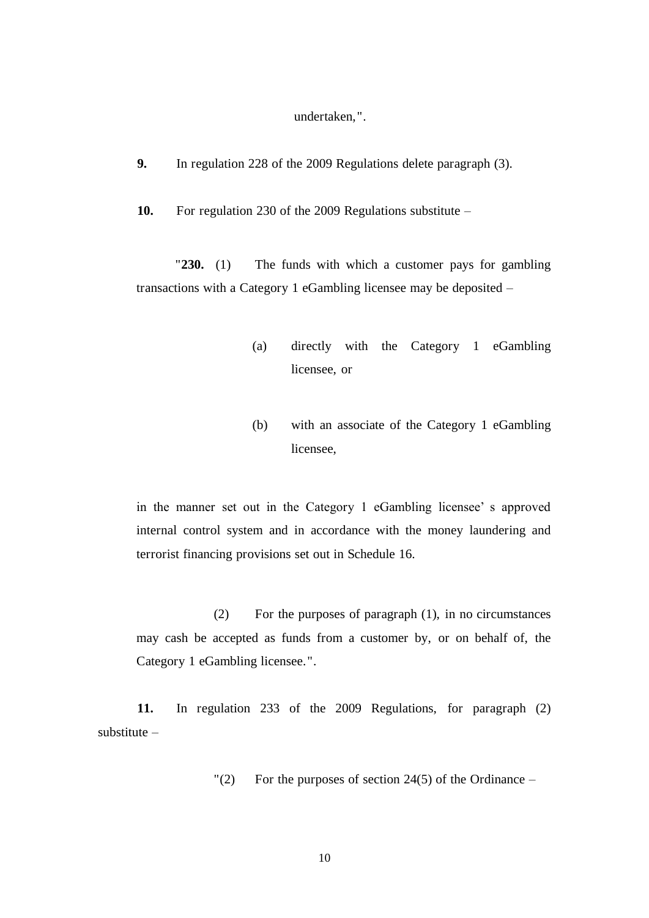undertaken,".

**9.** In regulation 228 of the 2009 Regulations delete paragraph (3).

**10.** For regulation 230 of the 2009 Regulations substitute –

"**230.** (1) The funds with which a customer pays for gambling transactions with a Category 1 eGambling licensee may be deposited –

(a) directly with the Category 1 eGambling licensee, or

(b) with an associate of the Category 1 eGambling licensee,

in the manner set out in the Category 1 eGambling licensee's approved internal control system and in accordance with the money laundering and terrorist financing provisions set out in Schedule 16.

(2) For the purposes of paragraph (1), in no circumstances may cash be accepted as funds from a customer by, or on behalf of, the Category 1 eGambling licensee.".

**11.** In regulation 233 of the 2009 Regulations, for paragraph (2) substitute –

"(2) For the purposes of section 24(5) of the Ordinance –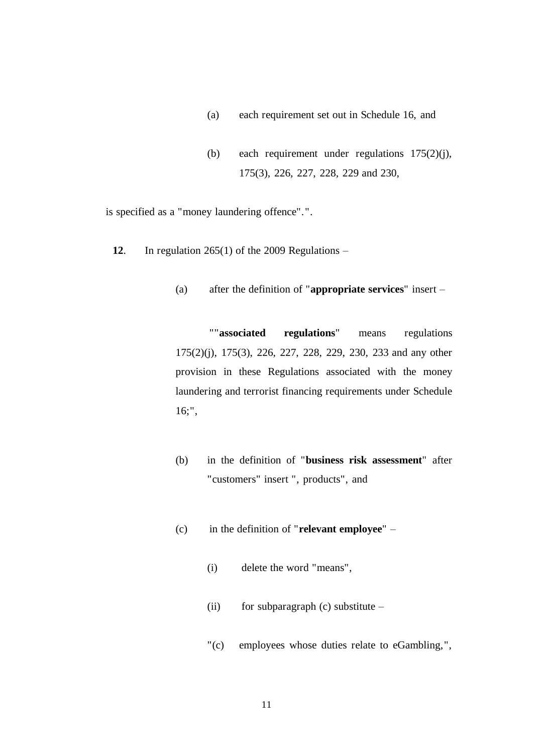(a) each requirement set out in Schedule 16, and

(b) each requirement under regulations 175(2)(j), 175(3), 226, 227, 228, 229 and 230,

is specified as a "money laundering offence".".

**12**. In regulation 265(1) of the 2009 Regulations –

(a) after the definition of "**appropriate services**" insert –

""**associated regulations**" means regulations 175(2)(j), 175(3), 226, 227, 228, 229, 230, 233 and any other provision in these Regulations associated with the money laundering and terrorist financing requirements under Schedule 16;",

(b) in the definition of "**business risk assessment**" after "customers" insert ", products", and

(c) in the definition of "**relevant employee**" –

(i) delete the word "means",

(ii) for subparagraph (c) substitute –

"(c) employees whose duties relate to eGambling,",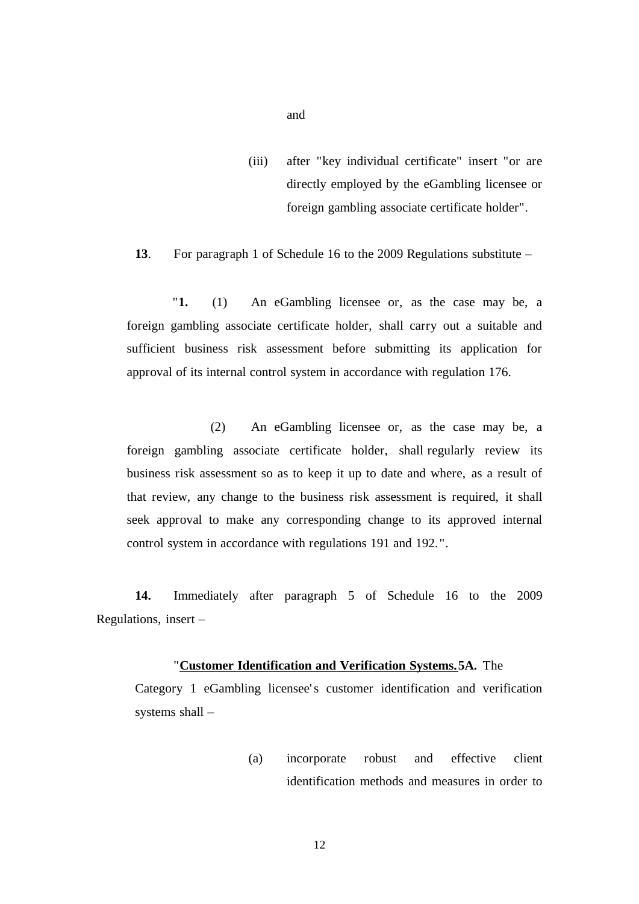and

(iii) after "key individual certificate" insert "or are directly employed by the eGambling licensee or foreign gambling associate certificate holder".

**13**. For paragraph 1 of Schedule 16 to the 2009 Regulations substitute –

"**1.** (1) An eGambling licensee or, as the case may be, a foreign gambling associate certificate holder, shall carry out a suitable and sufficient business risk assessment before submitting its application for approval of its internal control system in accordance with regulation 176.

(2) An eGambling licensee or, as the case may be, a foreign gambling associate certificate holder, shall regularly review its business risk assessment so as to keep it up to date and where, as a result of that review, any change to the business risk assessment is required, it shall seek approval to make any corresponding change to its approved internal control system in accordance with regulations 191 and 192.".

**14.** Immediately after paragraph 5 of Schedule 16 to the 2009 Regulations, insert –

"**Customer Identification and Verification Systems.** **5A.** The Category 1 eGambling licensee's customer identification and verification systems shall –

(a) incorporate robust and effective client identification methods and measures in order to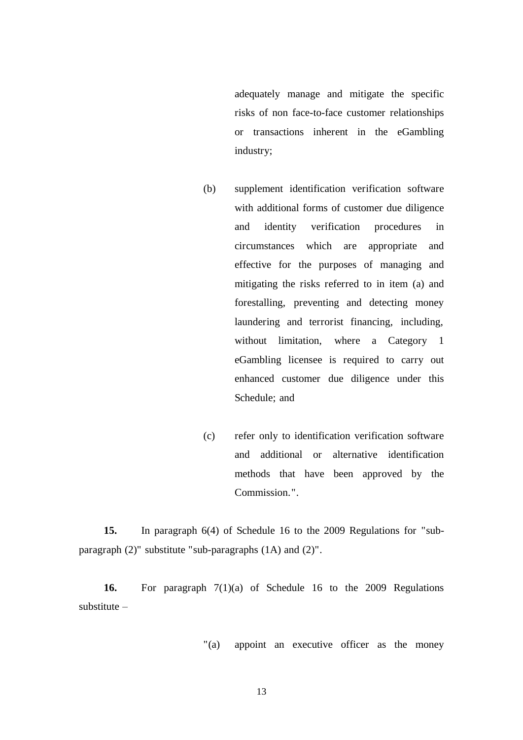adequately manage and mitigate the specific risks of non face-to-face customer relationships or transactions inherent in the eGambling industry;

(b) supplement identification verification software with additional forms of customer due diligence and identity verification procedures in circumstances which are appropriate and effective for the purposes of managing and mitigating the risks referred to in item (a) and forestalling, preventing and detecting money laundering and terrorist financing, including, without limitation, where a Category 1 eGambling licensee is required to carry out enhanced customer due diligence under this Schedule; and

(c) refer only to identification verification software and additional or alternative identification methods that have been approved by the Commission.".

**15.** In paragraph 6(4) of Schedule 16 to the 2009 Regulations for "sub-paragraph (2)" substitute "sub-paragraphs (1A) and (2)".

**16.** For paragraph 7(1)(a) of Schedule 16 to the 2009 Regulations substitute –

"(a) appoint an executive officer as the money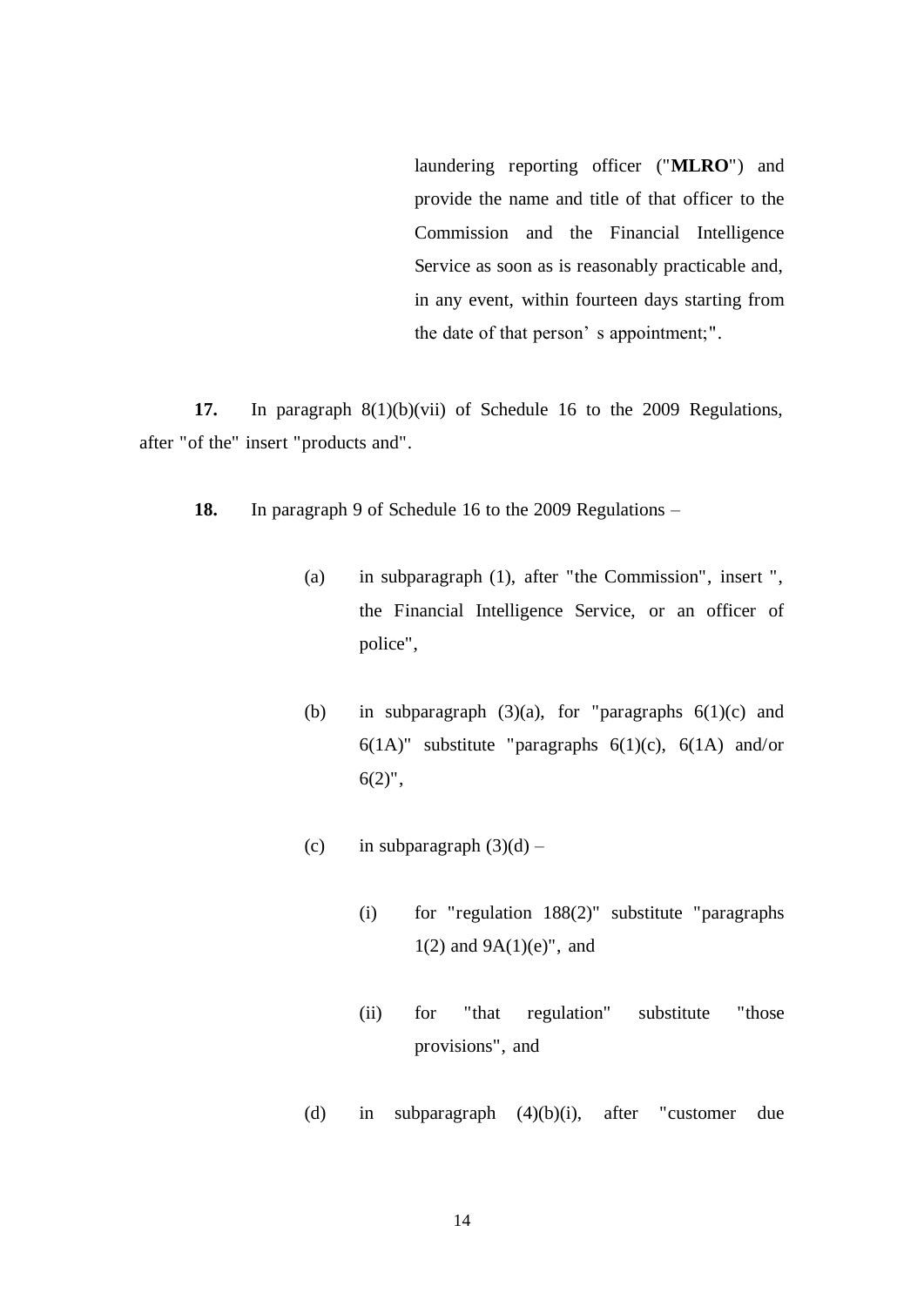laundering reporting officer ("**MLRO**") and provide the name and title of that officer to the Commission and the Financial Intelligence Service as soon as is reasonably practicable and, in any event, within fourteen days starting from the date of that person's appointment;".

**17.** In paragraph 8(1)(b)(vii) of Schedule 16 to the 2009 Regulations, after "of the" insert "products and".

**18.** In paragraph 9 of Schedule 16 to the 2009 Regulations –

(a) in subparagraph (1), after "the Commission", insert ", the Financial Intelligence Service, or an officer of police",

(b) in subparagraph (3)(a), for "paragraphs 6(1)(c) and 6(1A)" substitute "paragraphs 6(1)(c), 6(1A) and/or 6(2)",

(c) in subparagraph (3)(d) –

(i) for "regulation 188(2)" substitute "paragraphs 1(2) and 9A(1)(e)", and

(ii) for "that regulation" substitute "those provisions", and

(d) in subparagraph (4)(b)(i), after "customer due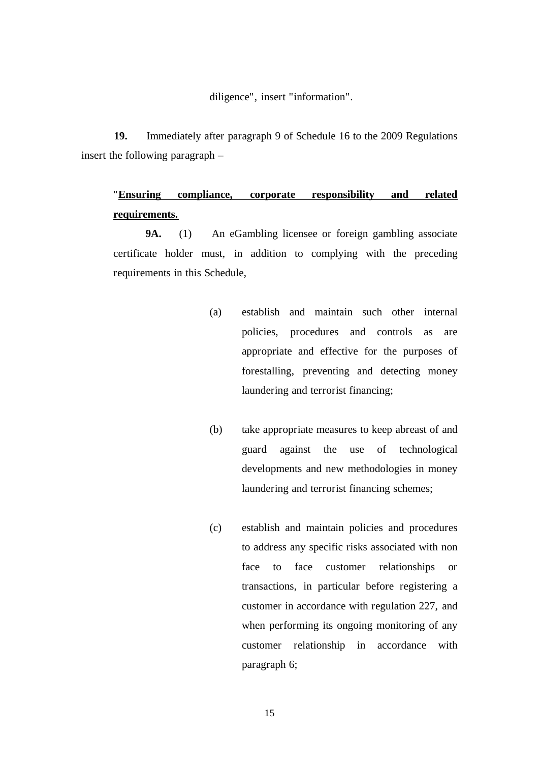diligence", insert "information".

**19.** Immediately after paragraph 9 of Schedule 16 to the 2009 Regulations insert the following paragraph –

"**Ensuring compliance, corporate responsibility and related requirements.**

**9A.** (1) An eGambling licensee or foreign gambling associate certificate holder must, in addition to complying with the preceding requirements in this Schedule,

(a) establish and maintain such other internal policies, procedures and controls as are appropriate and effective for the purposes of forestalling, preventing and detecting money laundering and terrorist financing;

(b) take appropriate measures to keep abreast of and guard against the use of technological developments and new methodologies in money laundering and terrorist financing schemes;

(c) establish and maintain policies and procedures to address any specific risks associated with non face to face customer relationships or transactions, in particular before registering a customer in accordance with regulation 227, and when performing its ongoing monitoring of any customer relationship in accordance with paragraph 6;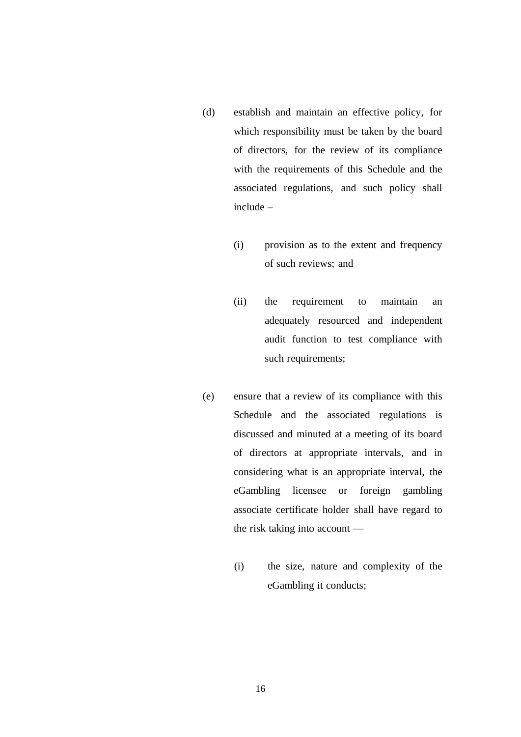(d) establish and maintain an effective policy, for which responsibility must be taken by the board of directors, for the review of its compliance with the requirements of this Schedule and the associated regulations, and such policy shall include –

  (i) provision as to the extent and frequency of such reviews; and

  (ii) the requirement to maintain an adequately resourced and independent audit function to test compliance with such requirements;

(e) ensure that a review of its compliance with this Schedule and the associated regulations is discussed and minuted at a meeting of its board of directors at appropriate intervals, and in considering what is an appropriate interval, the eGambling licensee or foreign gambling associate certificate holder shall have regard to the risk taking into account —

  (i) the size, nature and complexity of the eGambling it conducts;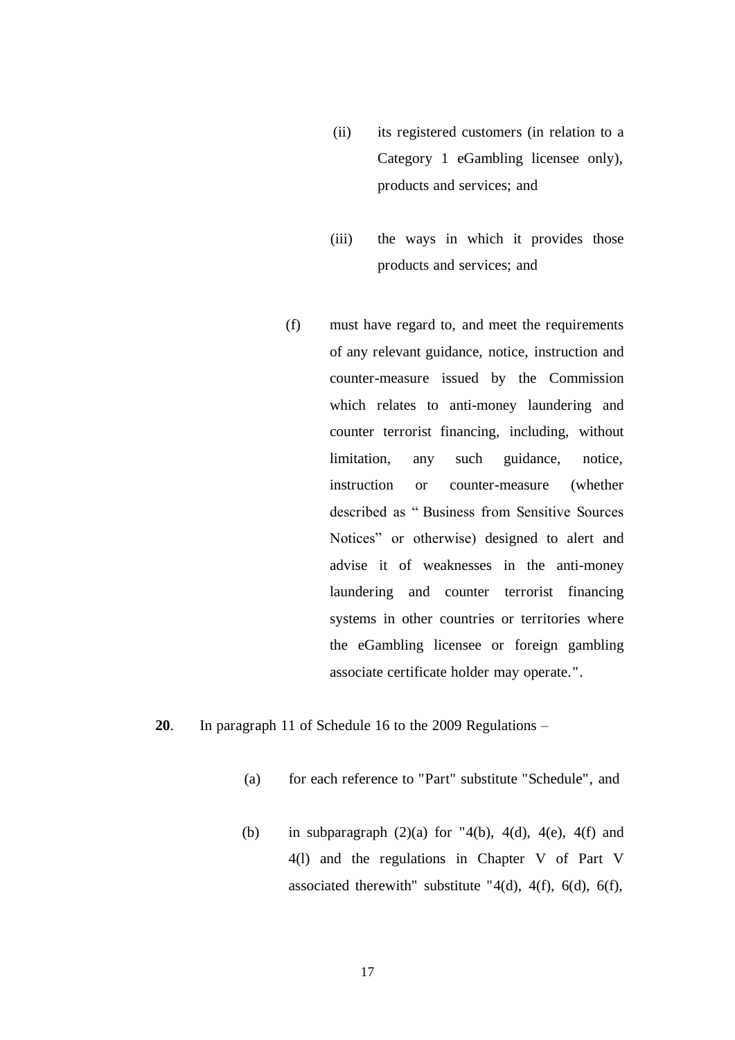(ii) its registered customers (in relation to a Category 1 eGambling licensee only), products and services; and

(iii) the ways in which it provides those products and services; and

(f) must have regard to, and meet the requirements of any relevant guidance, notice, instruction and counter-measure issued by the Commission which relates to anti-money laundering and counter terrorist financing, including, without limitation, any such guidance, notice, instruction or counter-measure (whether described as " Business from Sensitive Sources Notices" or otherwise) designed to alert and advise it of weaknesses in the anti-money laundering and counter terrorist financing systems in other countries or territories where the eGambling licensee or foreign gambling associate certificate holder may operate.".

**20**. In paragraph 11 of Schedule 16 to the 2009 Regulations –

(a) for each reference to "Part" substitute "Schedule", and

(b) in subparagraph (2)(a) for "4(b), 4(d), 4(e), 4(f) and 4(l) and the regulations in Chapter V of Part V associated therewith" substitute "4(d), 4(f), 6(d), 6(f),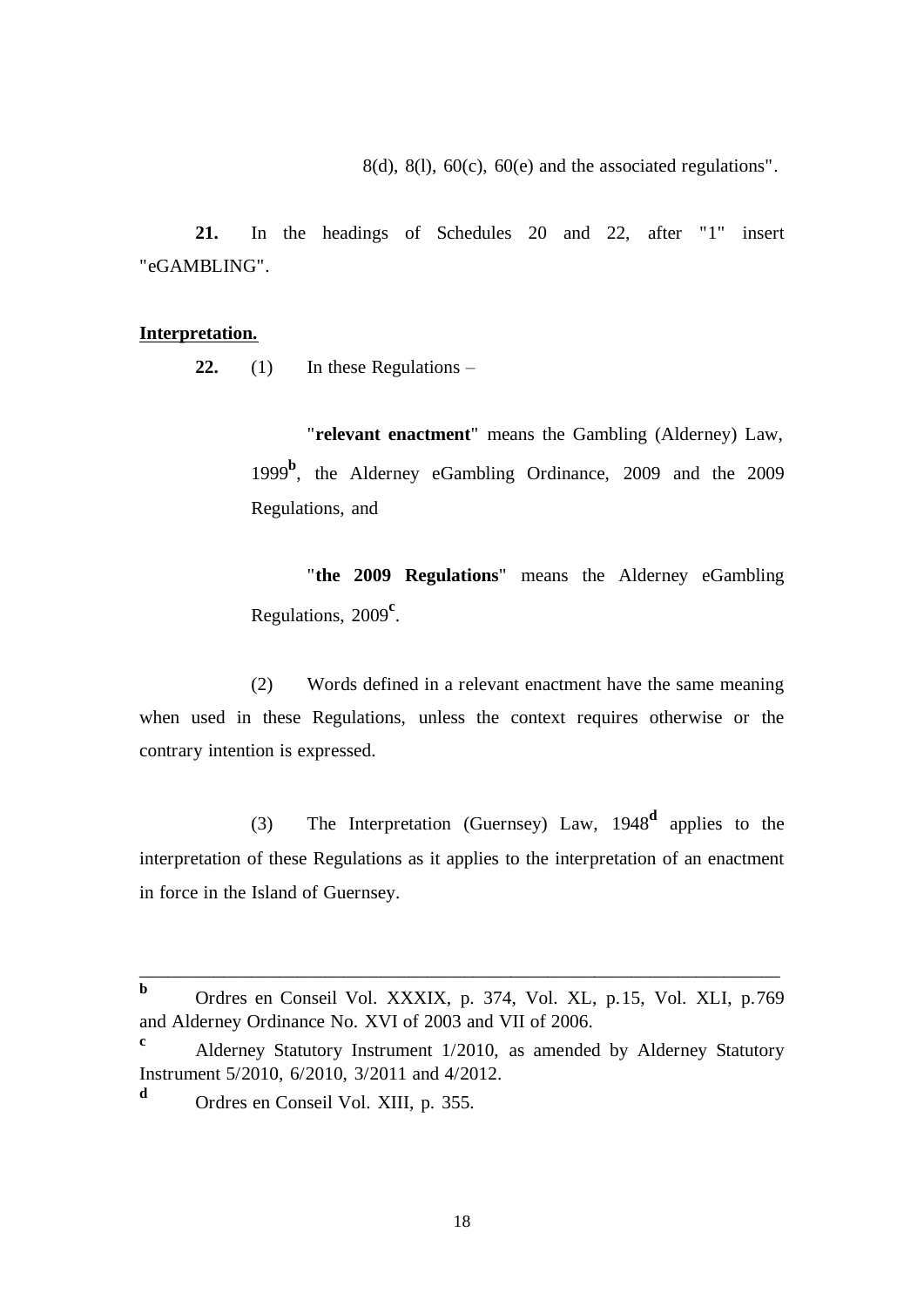8(d), 8(l), 60(c), 60(e) and the associated regulations".

**21.** In the headings of Schedules 20 and 22, after "1" insert "eGAMBLING".

**Interpretation.**

**22.** (1) In these Regulations –

"**relevant enactment**" means the Gambling (Alderney) Law, 1999[b], the Alderney eGambling Ordinance, 2009 and the 2009 Regulations, and

"**the 2009 Regulations**" means the Alderney eGambling Regulations, 2009[c].

(2) Words defined in a relevant enactment have the same meaning when used in these Regulations, unless the context requires otherwise or the contrary intention is expressed.

(3) The Interpretation (Guernsey) Law, 1948[d] applies to the interpretation of these Regulations as it applies to the interpretation of an enactment in force in the Island of Guernsey.

---

[b] Ordres en Conseil Vol. XXXIX, p. 374, Vol. XL, p.15, Vol. XLI, p.769 and Alderney Ordinance No. XVI of 2003 and VII of 2006.

[c] Alderney Statutory Instrument 1/2010, as amended by Alderney Statutory Instrument 5/2010, 6/2010, 3/2011 and 4/2012.

[d] Ordres en Conseil Vol. XIII, p. 355.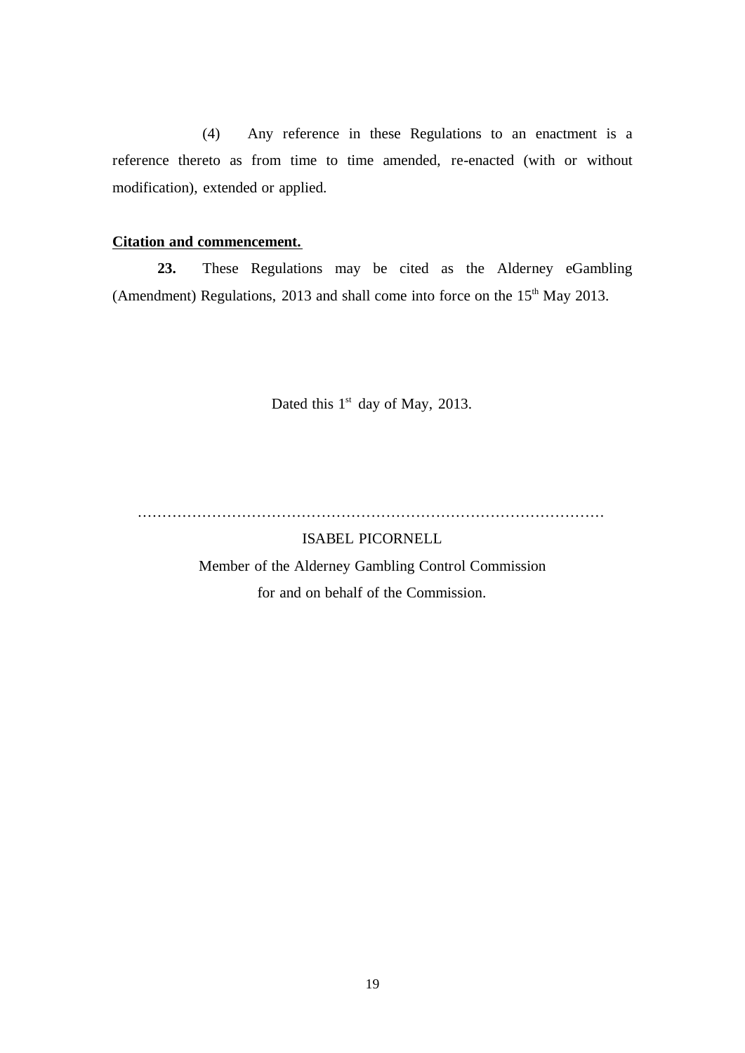(4) Any reference in these Regulations to an enactment is a reference thereto as from time to time amended, re-enacted (with or without modification), extended or applied.

**Citation and commencement.**

**23.** These Regulations may be cited as the Alderney eGambling (Amendment) Regulations, 2013 and shall come into force on the 15th May 2013.

Dated this 1st day of May, 2013.

……………………………………………………………………………………

ISABEL PICORNELL

Member of the Alderney Gambling Control Commission

for and on behalf of the Commission.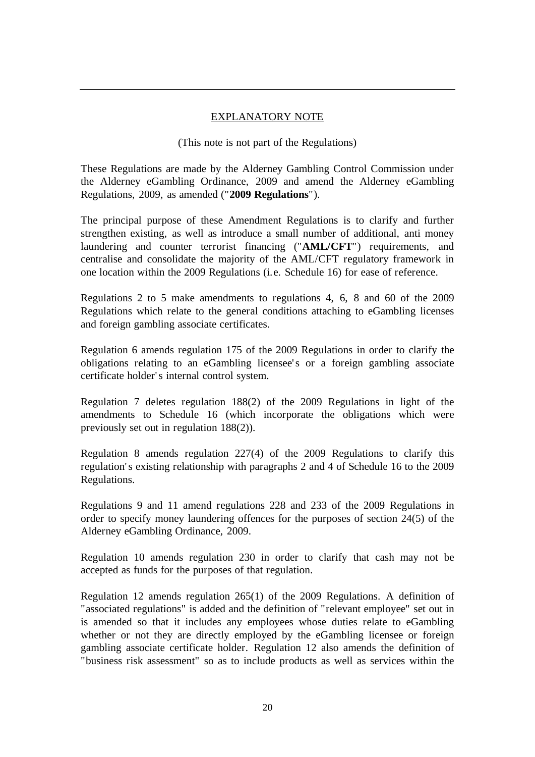---

## EXPLANATORY NOTE

(This note is not part of the Regulations)

These Regulations are made by the Alderney Gambling Control Commission under the Alderney eGambling Ordinance, 2009 and amend the Alderney eGambling Regulations, 2009, as amended ("**2009 Regulations**").

The principal purpose of these Amendment Regulations is to clarify and further strengthen existing, as well as introduce a small number of additional, anti money laundering and counter terrorist financing ("**AML/CFT**") requirements, and centralise and consolidate the majority of the AML/CFT regulatory framework in one location within the 2009 Regulations (i.e. Schedule 16) for ease of reference.

Regulations 2 to 5 make amendments to regulations 4, 6, 8 and 60 of the 2009 Regulations which relate to the general conditions attaching to eGambling licenses and foreign gambling associate certificates.

Regulation 6 amends regulation 175 of the 2009 Regulations in order to clarify the obligations relating to an eGambling licensee's or a foreign gambling associate certificate holder's internal control system.

Regulation 7 deletes regulation 188(2) of the 2009 Regulations in light of the amendments to Schedule 16 (which incorporate the obligations which were previously set out in regulation 188(2)).

Regulation 8 amends regulation 227(4) of the 2009 Regulations to clarify this regulation's existing relationship with paragraphs 2 and 4 of Schedule 16 to the 2009 Regulations.

Regulations 9 and 11 amend regulations 228 and 233 of the 2009 Regulations in order to specify money laundering offences for the purposes of section 24(5) of the Alderney eGambling Ordinance, 2009.

Regulation 10 amends regulation 230 in order to clarify that cash may not be accepted as funds for the purposes of that regulation.

Regulation 12 amends regulation 265(1) of the 2009 Regulations. A definition of "associated regulations" is added and the definition of "relevant employee" set out in is amended so that it includes any employees whose duties relate to eGambling whether or not they are directly employed by the eGambling licensee or foreign gambling associate certificate holder. Regulation 12 also amends the definition of "business risk assessment" so as to include products as well as services within the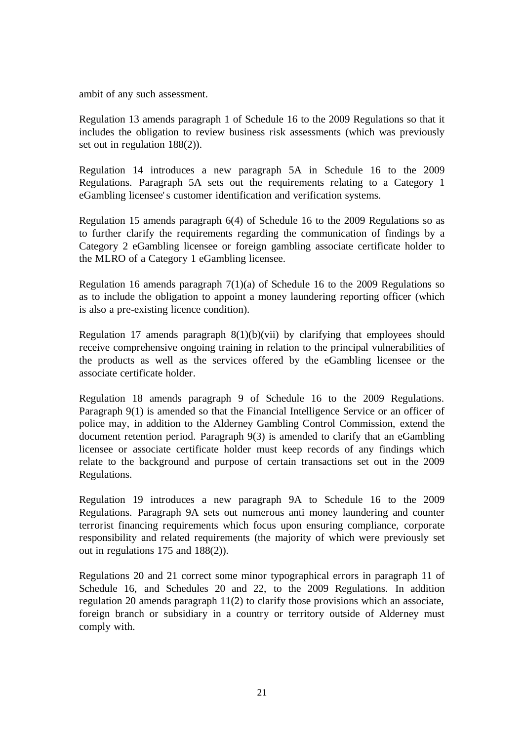ambit of any such assessment.

Regulation 13 amends paragraph 1 of Schedule 16 to the 2009 Regulations so that it includes the obligation to review business risk assessments (which was previously set out in regulation 188(2)).

Regulation 14 introduces a new paragraph 5A in Schedule 16 to the 2009 Regulations. Paragraph 5A sets out the requirements relating to a Category 1 eGambling licensee's customer identification and verification systems.

Regulation 15 amends paragraph 6(4) of Schedule 16 to the 2009 Regulations so as to further clarify the requirements regarding the communication of findings by a Category 2 eGambling licensee or foreign gambling associate certificate holder to the MLRO of a Category 1 eGambling licensee.

Regulation 16 amends paragraph 7(1)(a) of Schedule 16 to the 2009 Regulations so as to include the obligation to appoint a money laundering reporting officer (which is also a pre-existing licence condition).

Regulation 17 amends paragraph 8(1)(b)(vii) by clarifying that employees should receive comprehensive ongoing training in relation to the principal vulnerabilities of the products as well as the services offered by the eGambling licensee or the associate certificate holder.

Regulation 18 amends paragraph 9 of Schedule 16 to the 2009 Regulations. Paragraph 9(1) is amended so that the Financial Intelligence Service or an officer of police may, in addition to the Alderney Gambling Control Commission, extend the document retention period. Paragraph 9(3) is amended to clarify that an eGambling licensee or associate certificate holder must keep records of any findings which relate to the background and purpose of certain transactions set out in the 2009 Regulations.

Regulation 19 introduces a new paragraph 9A to Schedule 16 to the 2009 Regulations. Paragraph 9A sets out numerous anti money laundering and counter terrorist financing requirements which focus upon ensuring compliance, corporate responsibility and related requirements (the majority of which were previously set out in regulations 175 and 188(2)).

Regulations 20 and 21 correct some minor typographical errors in paragraph 11 of Schedule 16, and Schedules 20 and 22, to the 2009 Regulations. In addition regulation 20 amends paragraph 11(2) to clarify those provisions which an associate, foreign branch or subsidiary in a country or territory outside of Alderney must comply with.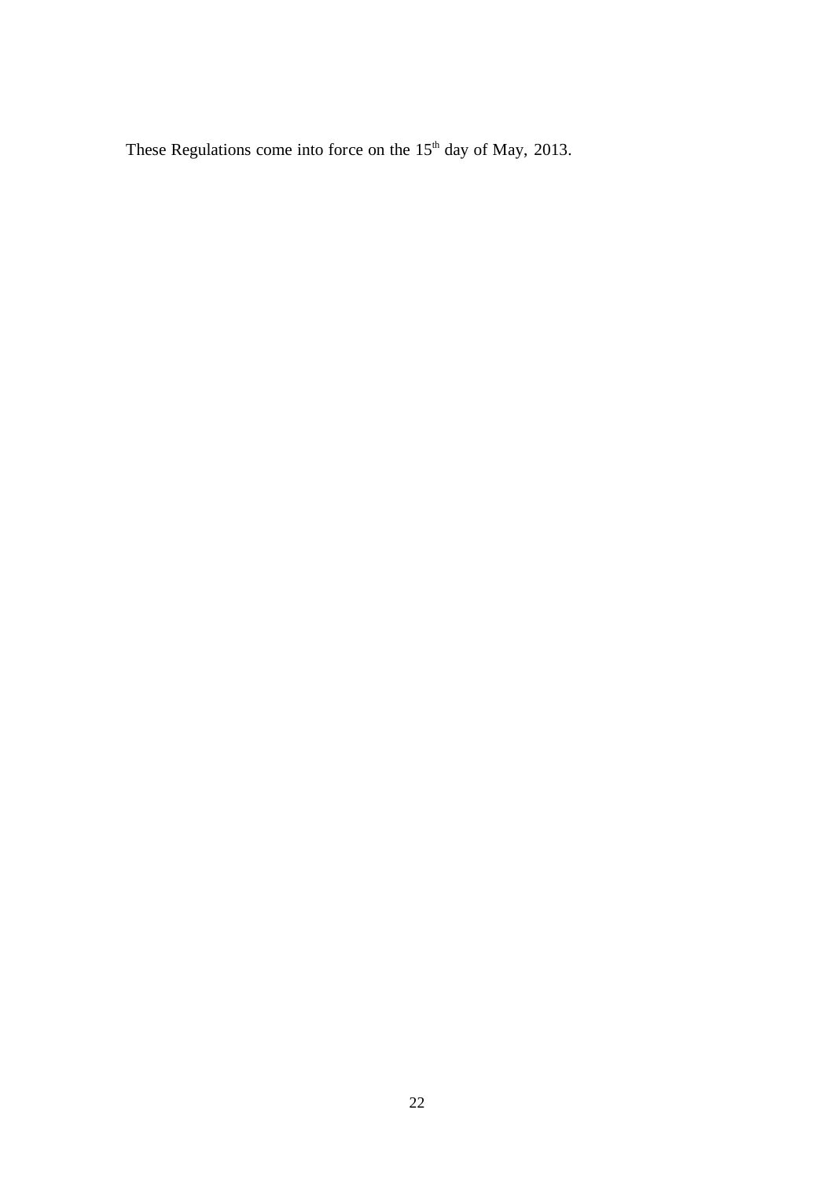These Regulations come into force on the 15th day of May, 2013.